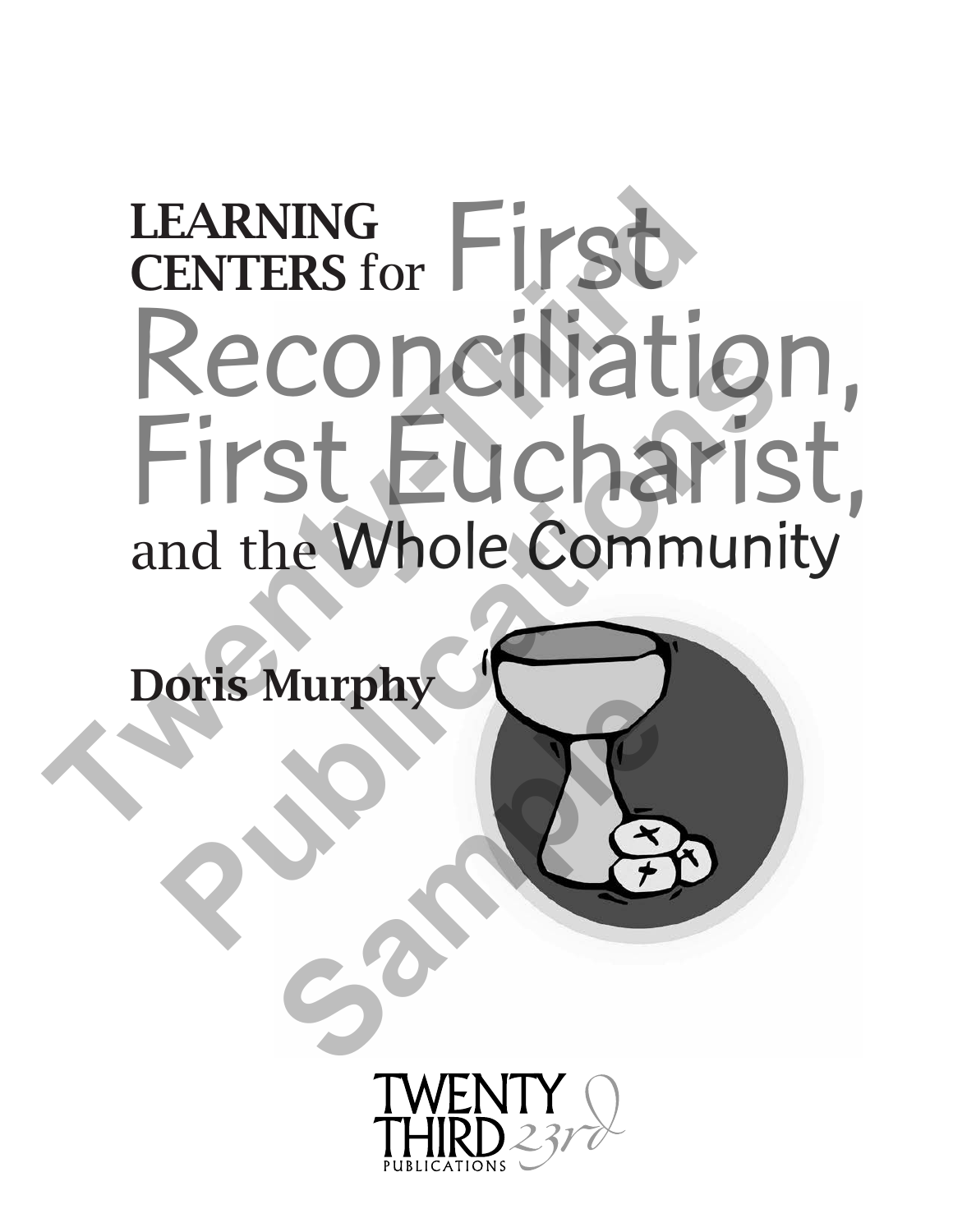# LEARNING CENTERS for First Reconciliation, First Eucharist, and the Whole Community

**Doris Murphy**

TWENTY THIRD PUBLICATIONS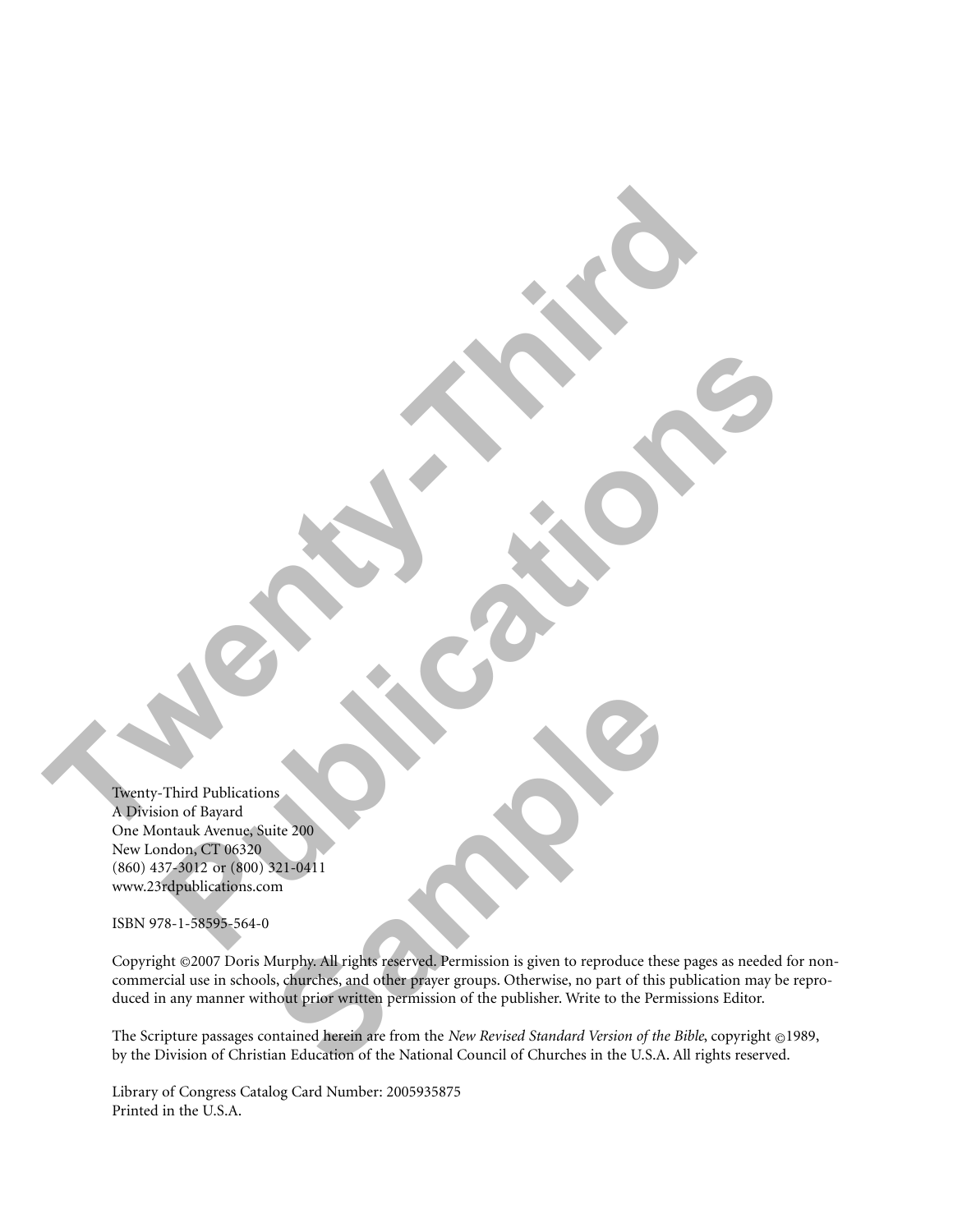Twenty-Third Publications  
A Division of Bayard  
One Montauk Avenue, Suite 200  
New London, CT 06320  
(860) 437-3012 or (800) 321-0411  
www.23rdpublications.com

ISBN 978-1-58595-564-0

Copyright ©2007 Doris Murphy. All rights reserved. Permission is given to reproduce these pages as needed for non-commercial use in schools, churches, and other prayer groups. Otherwise, no part of this publication may be reproduced in any manner without prior written permission of the publisher. Write to the Permissions Editor.

The Scripture passages contained herein are from the *New Revised Standard Version of the Bible*, copyright ©1989, by the Division of Christian Education of the National Council of Churches in the U.S.A. All rights reserved.

Library of Congress Catalog Card Number: 2005935875  
Printed in the U.S.A.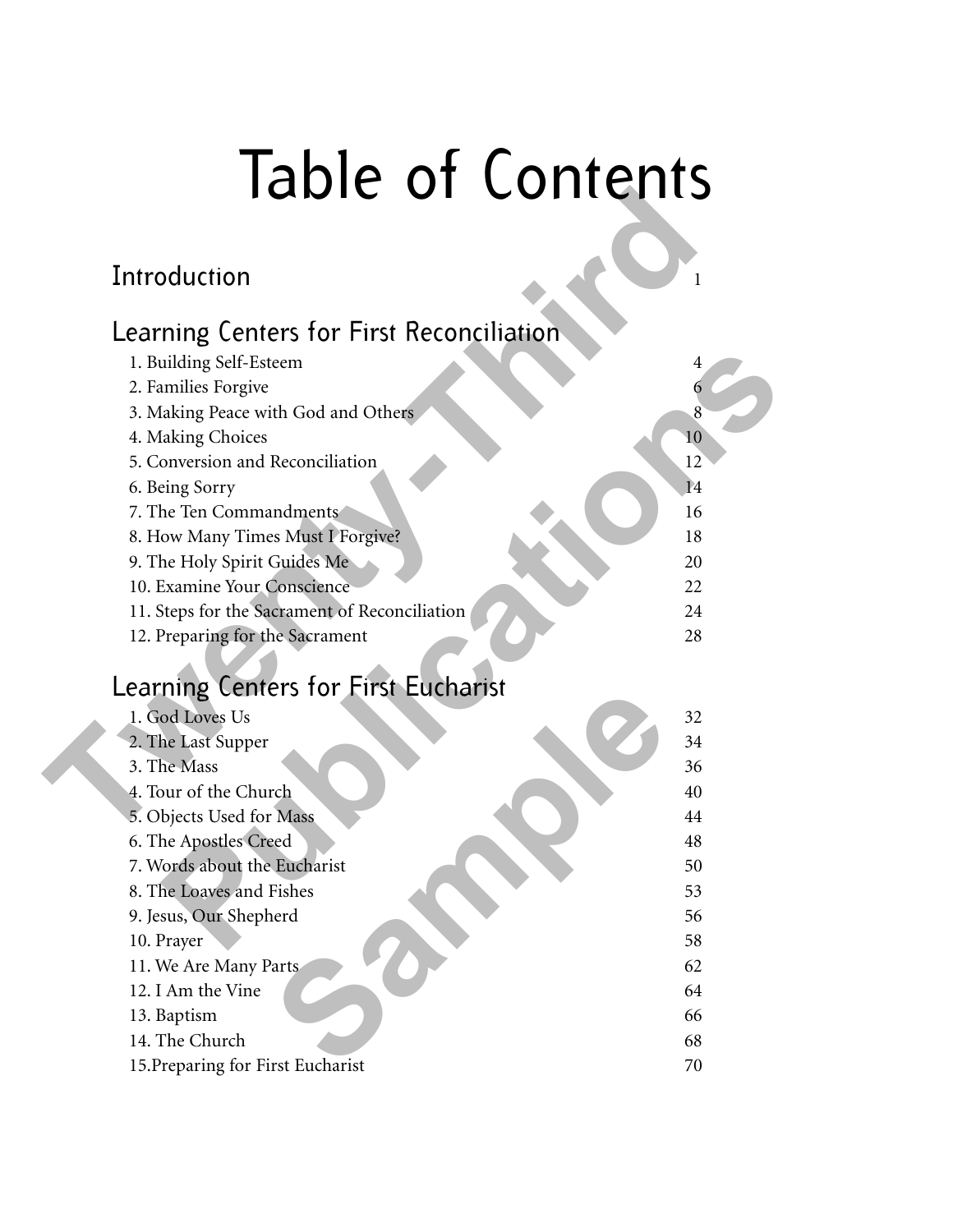# Table of Contents

## Introduction 1

## Learning Centers for First Reconciliation

1. Building Self-Esteem 4
2. Families Forgive 6
3. Making Peace with God and Others 8
4. Making Choices 10
5. Conversion and Reconciliation 12
6. Being Sorry 14
7. The Ten Commandments 16
8. How Many Times Must I Forgive? 18
9. The Holy Spirit Guides Me 20
10. Examine Your Conscience 22
11. Steps for the Sacrament of Reconciliation 24
12. Preparing for the Sacrament 28

## Learning Centers for First Eucharist

1. God Loves Us 32
2. The Last Supper 34
3. The Mass 36
4. Tour of the Church 40
5. Objects Used for Mass 44
6. The Apostles Creed 48
7. Words about the Eucharist 50
8. The Loaves and Fishes 53
9. Jesus, Our Shepherd 56
10. Prayer 58
11. We Are Many Parts 62
12. I Am the Vine 64
13. Baptism 66
14. The Church 68
15. Preparing for First Eucharist 70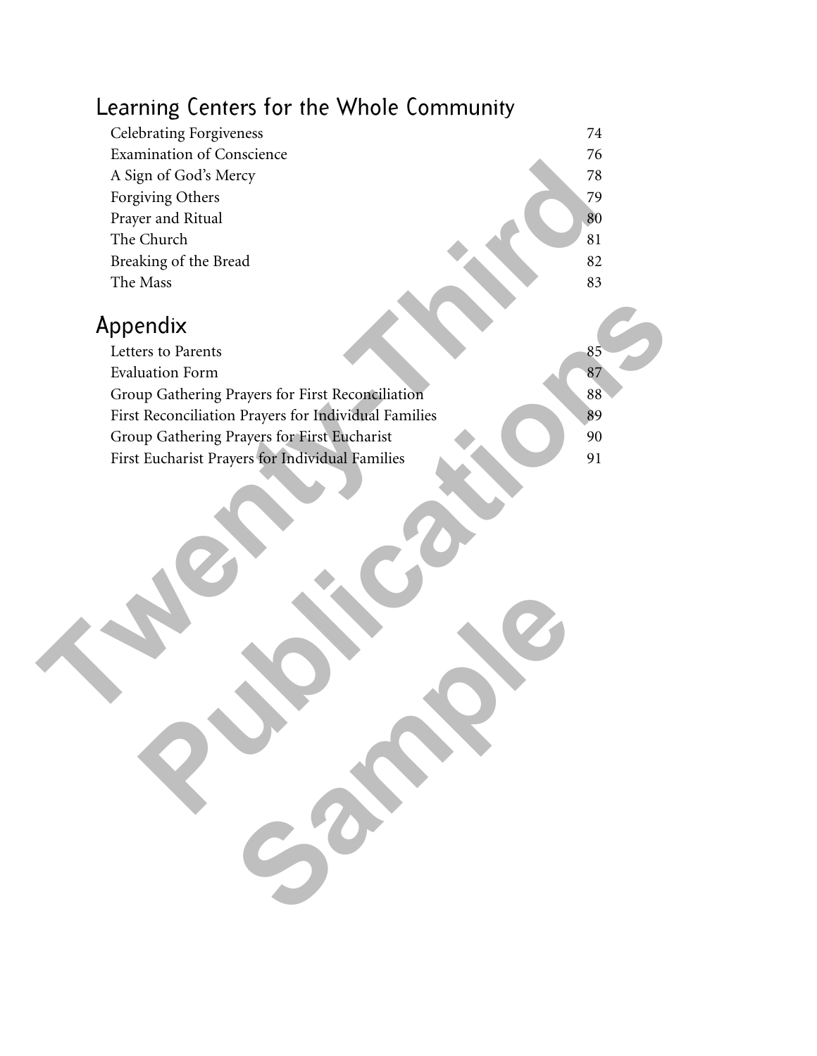## Learning Centers for the Whole Community

| | |
|---|---|
| Celebrating Forgiveness | 74 |
| Examination of Conscience | 76 |
| A Sign of God's Mercy | 78 |
| Forgiving Others | 79 |
| Prayer and Ritual | 80 |
| The Church | 81 |
| Breaking of the Bread | 82 |
| The Mass | 83 |

## Appendix

| | |
|---|---|
| Letters to Parents | 85 |
| Evaluation Form | 87 |
| Group Gathering Prayers for First Reconciliation | 88 |
| First Reconciliation Prayers for Individual Families | 89 |
| Group Gathering Prayers for First Eucharist | 90 |
| First Eucharist Prayers for Individual Families | 91 |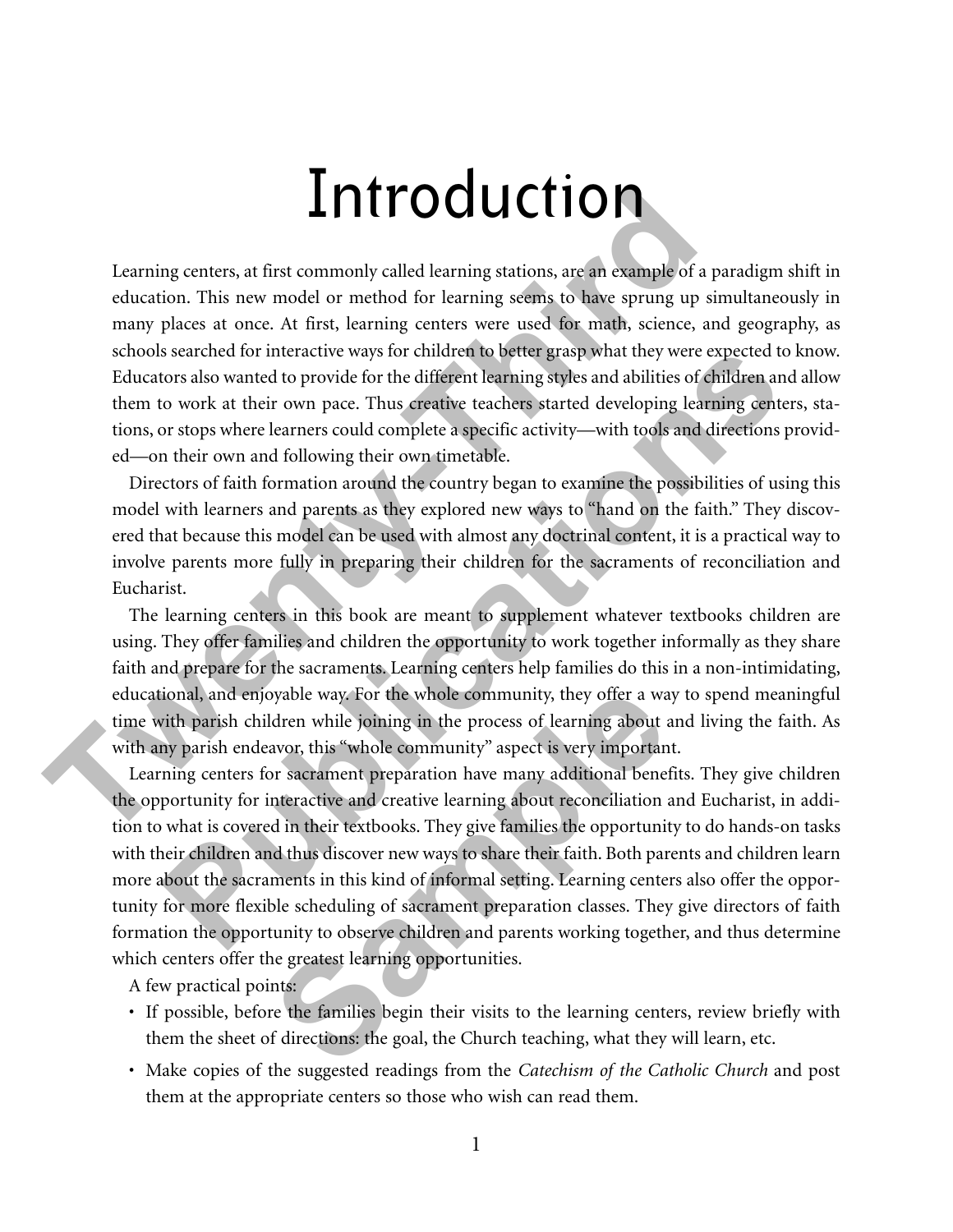# Introduction

Learning centers, at first commonly called learning stations, are an example of a paradigm shift in education. This new model or method for learning seems to have sprung up simultaneously in many places at once. At first, learning centers were used for math, science, and geography, as schools searched for interactive ways for children to better grasp what they were expected to know. Educators also wanted to provide for the different learning styles and abilities of children and allow them to work at their own pace. Thus creative teachers started developing learning centers, stations, or stops where learners could complete a specific activity—with tools and directions provided—on their own and following their own timetable.

Directors of faith formation around the country began to examine the possibilities of using this model with learners and parents as they explored new ways to "hand on the faith." They discovered that because this model can be used with almost any doctrinal content, it is a practical way to involve parents more fully in preparing their children for the sacraments of reconciliation and Eucharist.

The learning centers in this book are meant to supplement whatever textbooks children are using. They offer families and children the opportunity to work together informally as they share faith and prepare for the sacraments. Learning centers help families do this in a non-intimidating, educational, and enjoyable way. For the whole community, they offer a way to spend meaningful time with parish children while joining in the process of learning about and living the faith. As with any parish endeavor, this "whole community" aspect is very important.

Learning centers for sacrament preparation have many additional benefits. They give children the opportunity for interactive and creative learning about reconciliation and Eucharist, in addition to what is covered in their textbooks. They give families the opportunity to do hands-on tasks with their children and thus discover new ways to share their faith. Both parents and children learn more about the sacraments in this kind of informal setting. Learning centers also offer the opportunity for more flexible scheduling of sacrament preparation classes. They give directors of faith formation the opportunity to observe children and parents working together, and thus determine which centers offer the greatest learning opportunities.

A few practical points:

- If possible, before the families begin their visits to the learning centers, review briefly with them the sheet of directions: the goal, the Church teaching, what they will learn, etc.
- Make copies of the suggested readings from the *Catechism of the Catholic Church* and post them at the appropriate centers so those who wish can read them.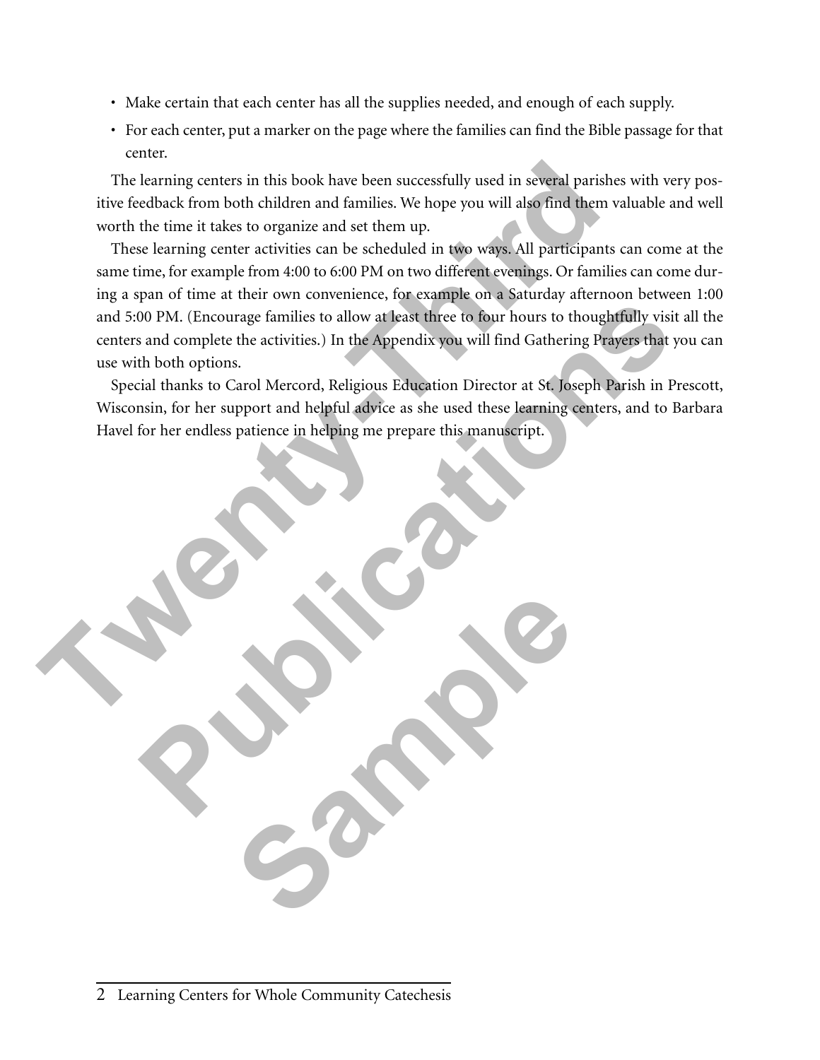- Make certain that each center has all the supplies needed, and enough of each supply.
- For each center, put a marker on the page where the families can find the Bible passage for that center.

The learning centers in this book have been successfully used in several parishes with very positive feedback from both children and families. We hope you will also find them valuable and well worth the time it takes to organize and set them up.

These learning center activities can be scheduled in two ways. All participants can come at the same time, for example from 4:00 to 6:00 PM on two different evenings. Or families can come during a span of time at their own convenience, for example on a Saturday afternoon between 1:00 and 5:00 PM. (Encourage families to allow at least three to four hours to thoughtfully visit all the centers and complete the activities.) In the Appendix you will find Gathering Prayers that you can use with both options.

Special thanks to Carol Mercord, Religious Education Director at St. Joseph Parish in Prescott, Wisconsin, for her support and helpful advice as she used these learning centers, and to Barbara Havel for her endless patience in helping me prepare this manuscript.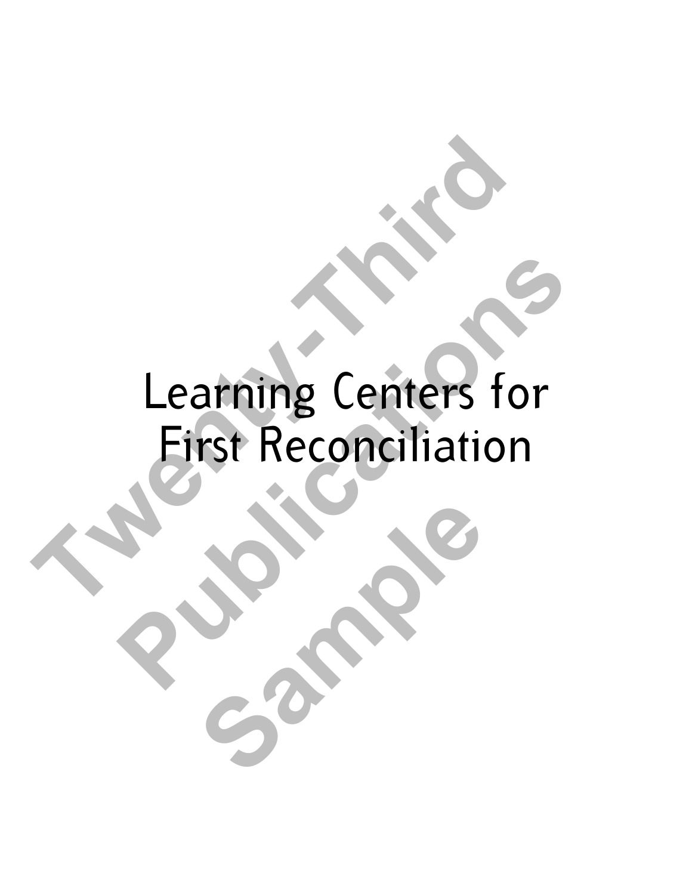# Learning Centers for First Reconciliation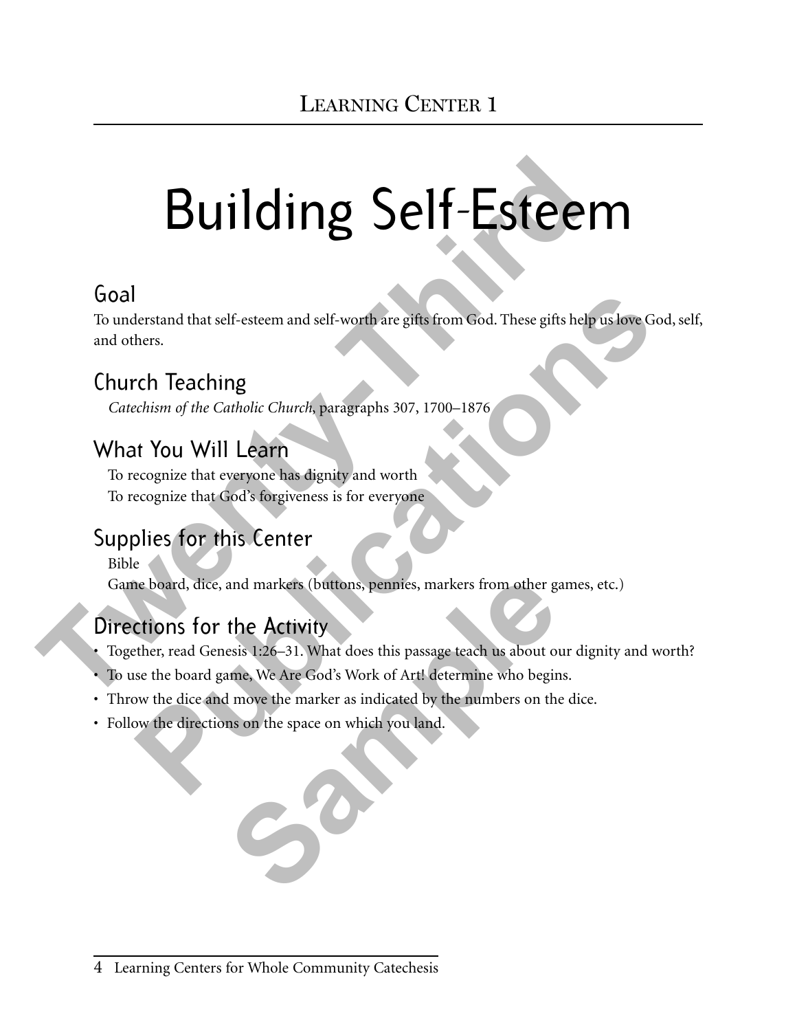## Learning Center 1

# Building Self-Esteem

## Goal

To understand that self-esteem and self-worth are gifts from God. These gifts help us love God, self, and others.

## Church Teaching

*Catechism of the Catholic Church*, paragraphs 307, 1700–1876

## What You Will Learn

To recognize that everyone has dignity and worth
To recognize that God's forgiveness is for everyone

## Supplies for this Center

Bible
Game board, dice, and markers (buttons, pennies, markers from other games, etc.)

## Directions for the Activity

- Together, read Genesis 1:26–31. What does this passage teach us about our dignity and worth?
- To use the board game, We Are God's Work of Art! determine who begins.
- Throw the dice and move the marker as indicated by the numbers on the dice.
- Follow the directions on the space on which you land.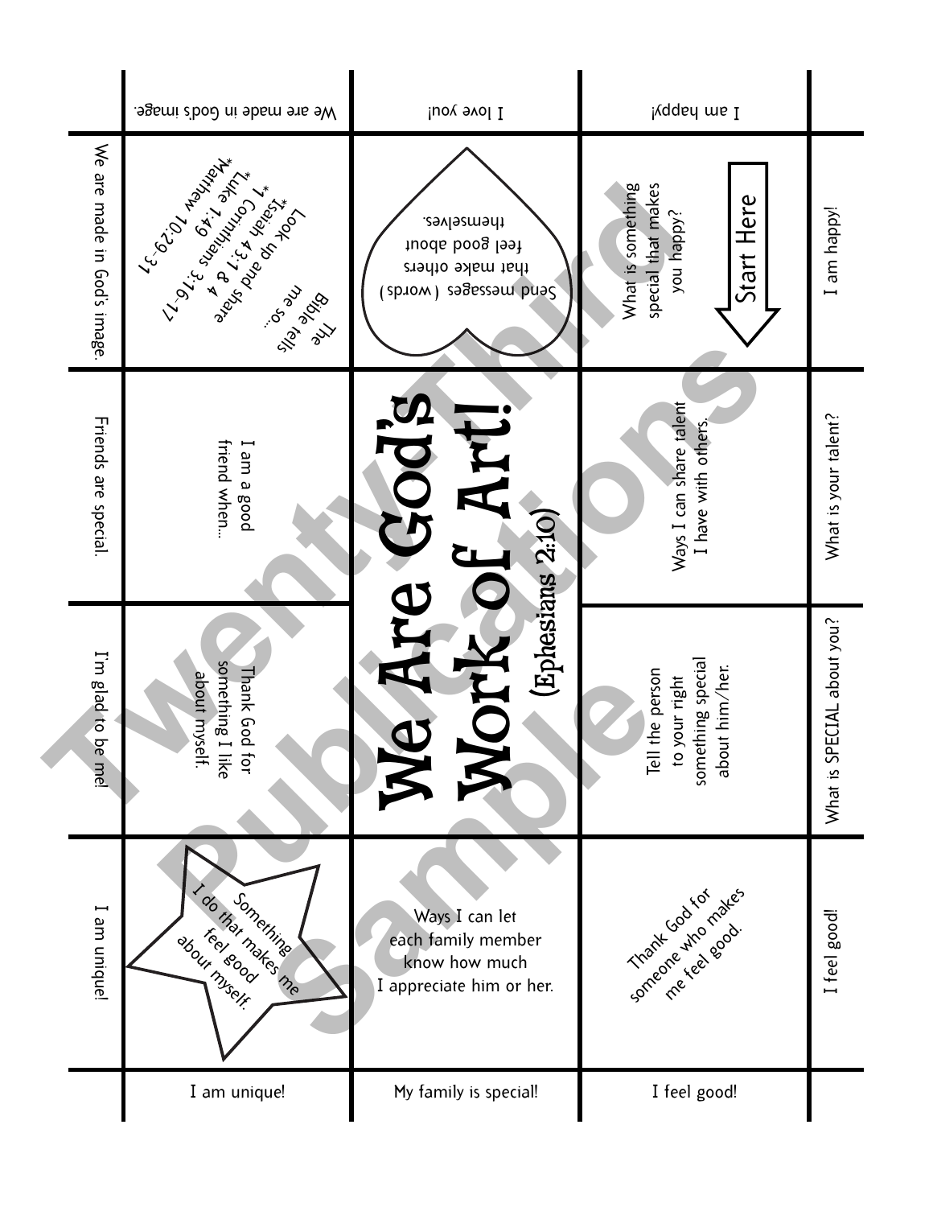# We Are God's Work of Art!

(Ephesians 2:10)

| | We are made in God's image. | I love you! | I am happy! | |
|---|---|---|---|---|
| We are made in God's image. | The Bible tells me so... Look up and share *Isaiah 43:1 & 4 *1 Corinthians 3:16-17 *Luke 1:49 *Matthew 10:29-31 | Send messages (words) that make others feel good about themselves. | What is something special that makes you happy? Start Here | I am happy! |
| Friends are special. | I am a good friend when... | We Are God's Work of Art! (Ephesians 2:10) | Ways I can share talent I have with others. | What is your talent? |
| I'm glad to be me! | Thank God for something I like about myself. | | Tell the person to your right something special about him/her. | What is SPECIAL about you? |
| I am unique! | Something I do that makes me feel good about myself. | Ways I can let each family member know how much I appreciate him or her. | Thank God for someone who makes me feel good. | I feel good! |
| | I am unique! | My family is special! | I feel good! | |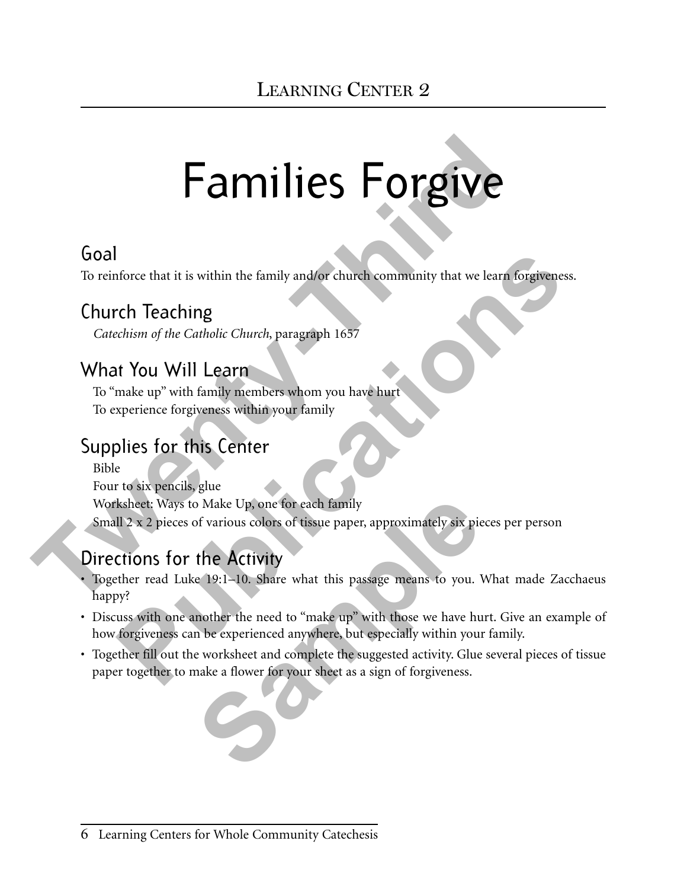## Learning Center 2

# Families Forgive

## Goal

To reinforce that it is within the family and/or church community that we learn forgiveness.

## Church Teaching

*Catechism of the Catholic Church*, paragraph 1657

## What You Will Learn

To "make up" with family members whom you have hurt
To experience forgiveness within your family

## Supplies for this Center

Bible
Four to six pencils, glue
Worksheet: Ways to Make Up, one for each family
Small 2 x 2 pieces of various colors of tissue paper, approximately six pieces per person

## Directions for the Activity

- Together read Luke 19:1–10. Share what this passage means to you. What made Zacchaeus happy?
- Discuss with one another the need to "make up" with those we have hurt. Give an example of how forgiveness can be experienced anywhere, but especially within your family.
- Together fill out the worksheet and complete the suggested activity. Glue several pieces of tissue paper together to make a flower for your sheet as a sign of forgiveness.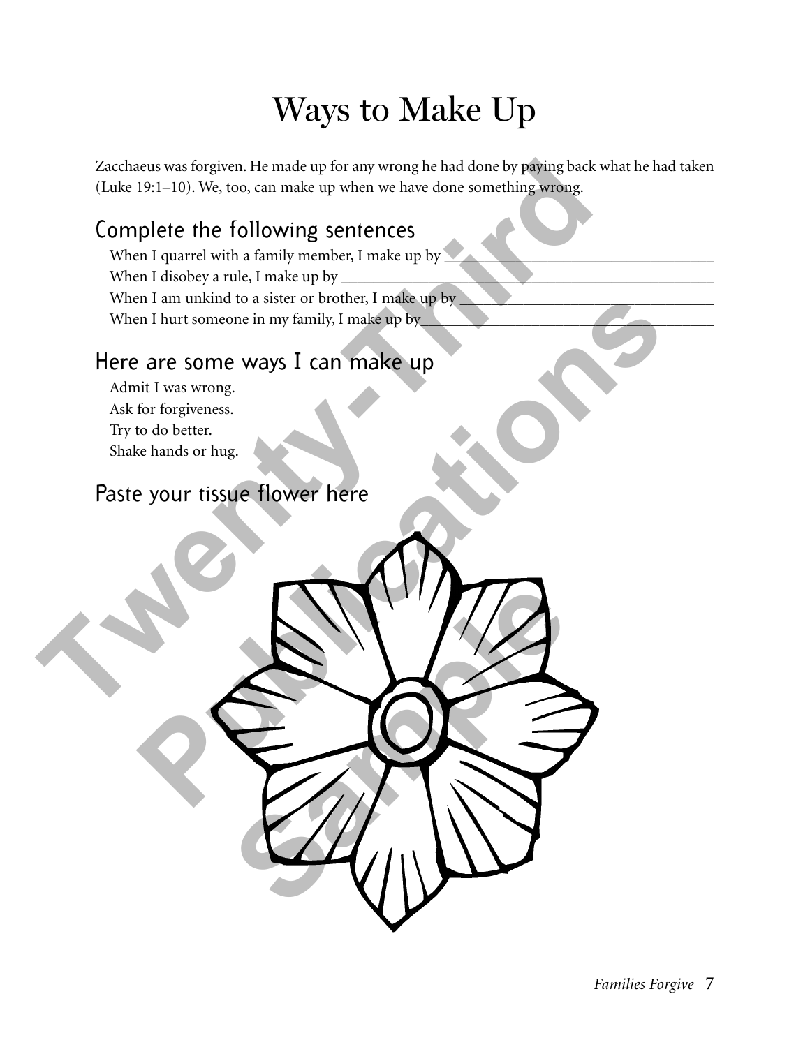# Ways to Make Up

Zacchaeus was forgiven. He made up for any wrong he had done by paying back what he had taken (Luke 19:1–10). We, too, can make up when we have done something wrong.

## Complete the following sentences

When I quarrel with a family member, I make up by ___________________________________

When I disobey a rule, I make up by ___________________________________________________

When I am unkind to a sister or brother, I make up by ________________________________

When I hurt someone in my family, I make up by_____________________________________

## Here are some ways I can make up

Admit I was wrong.

Ask for forgiveness.

Try to do better.

Shake hands or hug.

## Paste your tissue flower here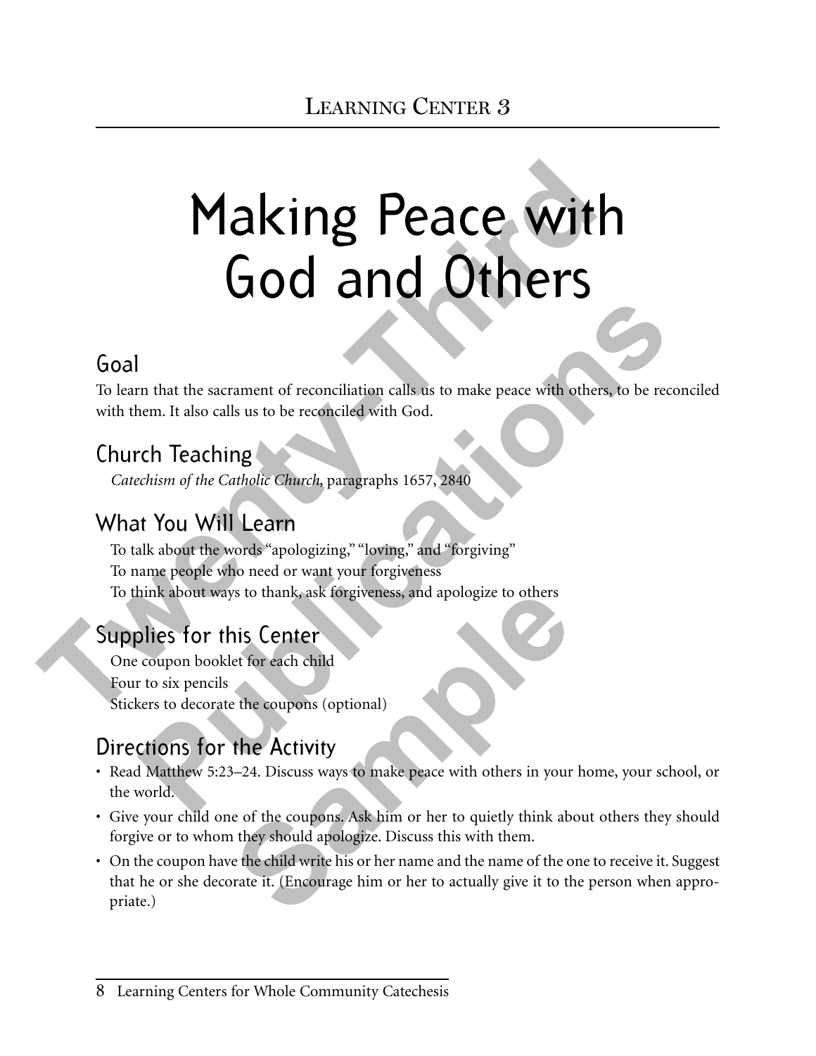## Learning Center 3

# Making Peace with God and Others

## Goal

To learn that the sacrament of reconciliation calls us to make peace with others, to be reconciled with them. It also calls us to be reconciled with God.

## Church Teaching

*Catechism of the Catholic Church*, paragraphs 1657, 2840

## What You Will Learn

To talk about the words "apologizing," "loving," and "forgiving"
To name people who need or want your forgiveness
To think about ways to thank, ask forgiveness, and apologize to others

## Supplies for this Center

One coupon booklet for each child
Four to six pencils
Stickers to decorate the coupons (optional)

## Directions for the Activity

- Read Matthew 5:23–24. Discuss ways to make peace with others in your home, your school, or the world.
- Give your child one of the coupons. Ask him or her to quietly think about others they should forgive or to whom they should apologize. Discuss this with them.
- On the coupon have the child write his or her name and the name of the one to receive it. Suggest that he or she decorate it. (Encourage him or her to actually give it to the person when appropriate.)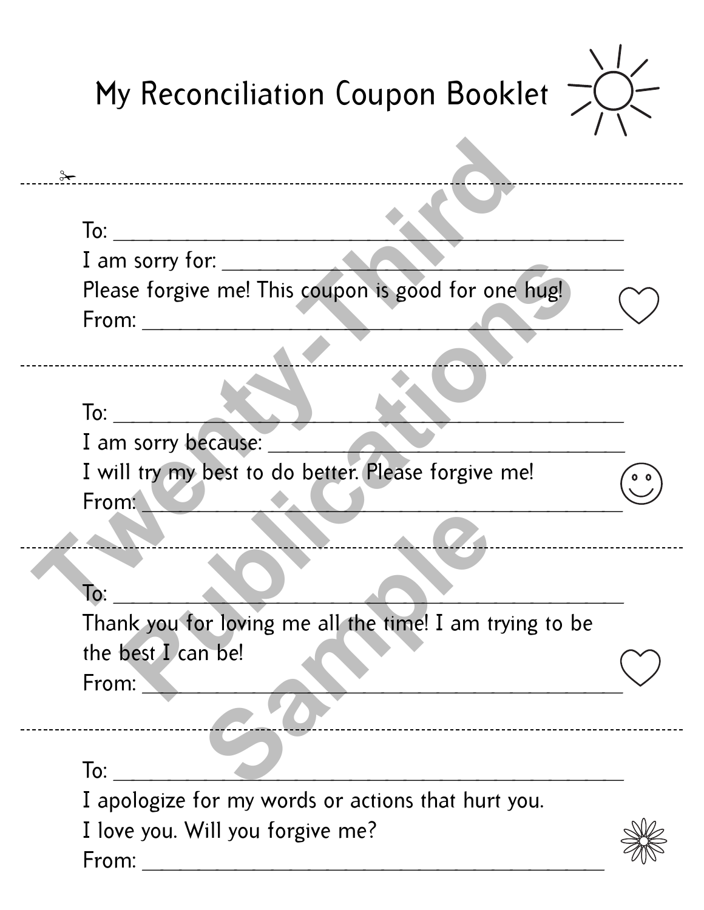# My Reconciliation Coupon Booklet

---

To: ___________________________________________

I am sorry for: ________________________________

Please forgive me! This coupon is good for one hug!

From: _________________________________________

---

To: ___________________________________________

I am sorry because: ____________________________

I will try my best to do better. Please forgive me!

From: _________________________________________

---

To: ___________________________________________

Thank you for loving me all the time! I am trying to be the best I can be!

From: _________________________________________

---

To: ___________________________________________

I apologize for my words or actions that hurt you.

I love you. Will you forgive me?

From: _________________________________________